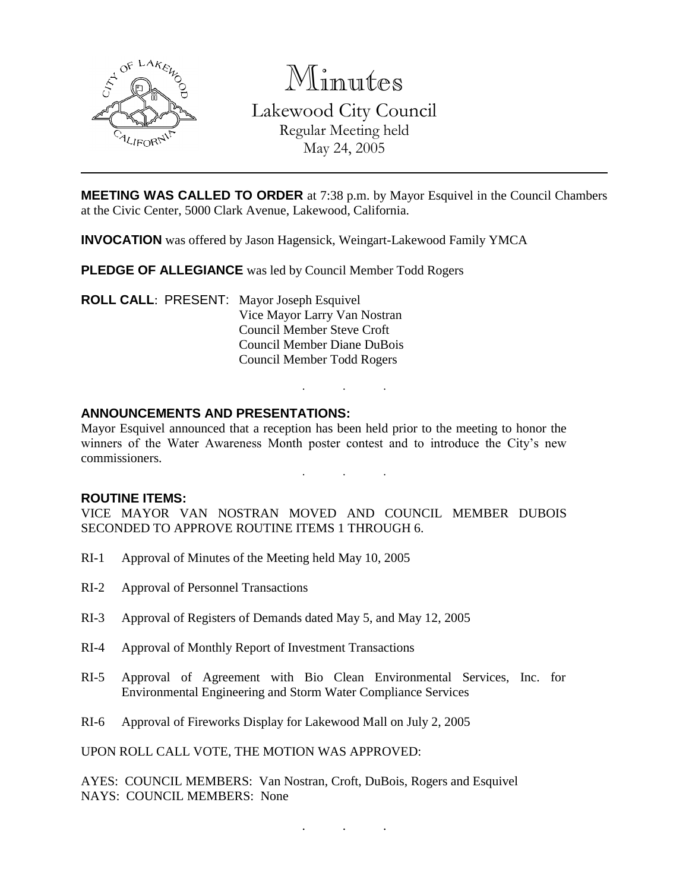# Minutes

## Lakewood City Council

Regular Meeting held
May 24, 2005

---

**MEETING WAS CALLED TO ORDER** at 7:38 p.m. by Mayor Esquivel in the Council Chambers at the Civic Center, 5000 Clark Avenue, Lakewood, California.

**INVOCATION** was offered by Jason Hagensick, Weingart-Lakewood Family YMCA

**PLEDGE OF ALLEGIANCE** was led by Council Member Todd Rogers

**ROLL CALL**: PRESENT: Mayor Joseph Esquivel
Vice Mayor Larry Van Nostran
Council Member Steve Croft
Council Member Diane DuBois
Council Member Todd Rogers

. . .

### ANNOUNCEMENTS AND PRESENTATIONS:

Mayor Esquivel announced that a reception has been held prior to the meeting to honor the winners of the Water Awareness Month poster contest and to introduce the City's new commissioners.

. . .

### ROUTINE ITEMS:

VICE MAYOR VAN NOSTRAN MOVED AND COUNCIL MEMBER DUBOIS SECONDED TO APPROVE ROUTINE ITEMS 1 THROUGH 6.

RI-1 Approval of Minutes of the Meeting held May 10, 2005

RI-2 Approval of Personnel Transactions

RI-3 Approval of Registers of Demands dated May 5, and May 12, 2005

RI-4 Approval of Monthly Report of Investment Transactions

RI-5 Approval of Agreement with Bio Clean Environmental Services, Inc. for Environmental Engineering and Storm Water Compliance Services

RI-6 Approval of Fireworks Display for Lakewood Mall on July 2, 2005

UPON ROLL CALL VOTE, THE MOTION WAS APPROVED:

AYES: COUNCIL MEMBERS: Van Nostran, Croft, DuBois, Rogers and Esquivel
NAYS: COUNCIL MEMBERS: None

. . .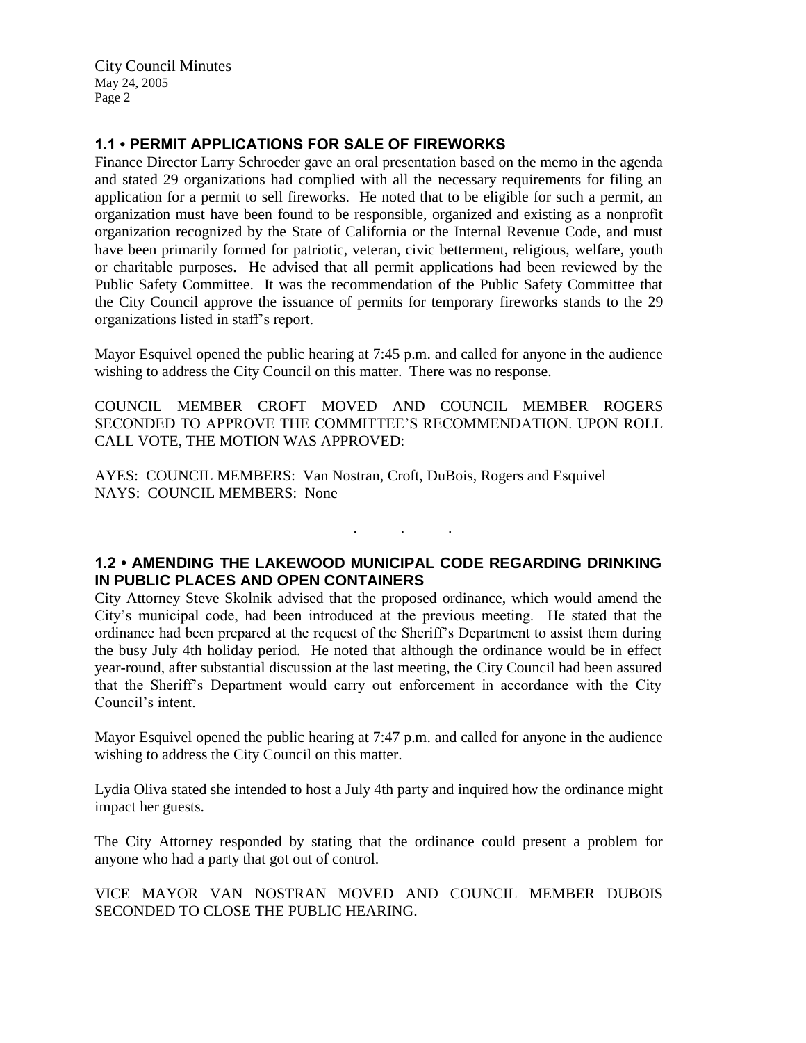## 1.1 • PERMIT APPLICATIONS FOR SALE OF FIREWORKS

Finance Director Larry Schroeder gave an oral presentation based on the memo in the agenda and stated 29 organizations had complied with all the necessary requirements for filing an application for a permit to sell fireworks. He noted that to be eligible for such a permit, an organization must have been found to be responsible, organized and existing as a nonprofit organization recognized by the State of California or the Internal Revenue Code, and must have been primarily formed for patriotic, veteran, civic betterment, religious, welfare, youth or charitable purposes. He advised that all permit applications had been reviewed by the Public Safety Committee. It was the recommendation of the Public Safety Committee that the City Council approve the issuance of permits for temporary fireworks stands to the 29 organizations listed in staff's report.

Mayor Esquivel opened the public hearing at 7:45 p.m. and called for anyone in the audience wishing to address the City Council on this matter. There was no response.

COUNCIL MEMBER CROFT MOVED AND COUNCIL MEMBER ROGERS SECONDED TO APPROVE THE COMMITTEE'S RECOMMENDATION. UPON ROLL CALL VOTE, THE MOTION WAS APPROVED:

AYES: COUNCIL MEMBERS: Van Nostran, Croft, DuBois, Rogers and Esquivel
NAYS: COUNCIL MEMBERS: None

. . .

## 1.2 • AMENDING THE LAKEWOOD MUNICIPAL CODE REGARDING DRINKING IN PUBLIC PLACES AND OPEN CONTAINERS

City Attorney Steve Skolnik advised that the proposed ordinance, which would amend the City's municipal code, had been introduced at the previous meeting. He stated that the ordinance had been prepared at the request of the Sheriff's Department to assist them during the busy July 4th holiday period. He noted that although the ordinance would be in effect year-round, after substantial discussion at the last meeting, the City Council had been assured that the Sheriff's Department would carry out enforcement in accordance with the City Council's intent.

Mayor Esquivel opened the public hearing at 7:47 p.m. and called for anyone in the audience wishing to address the City Council on this matter.

Lydia Oliva stated she intended to host a July 4th party and inquired how the ordinance might impact her guests.

The City Attorney responded by stating that the ordinance could present a problem for anyone who had a party that got out of control.

VICE MAYOR VAN NOSTRAN MOVED AND COUNCIL MEMBER DUBOIS SECONDED TO CLOSE THE PUBLIC HEARING.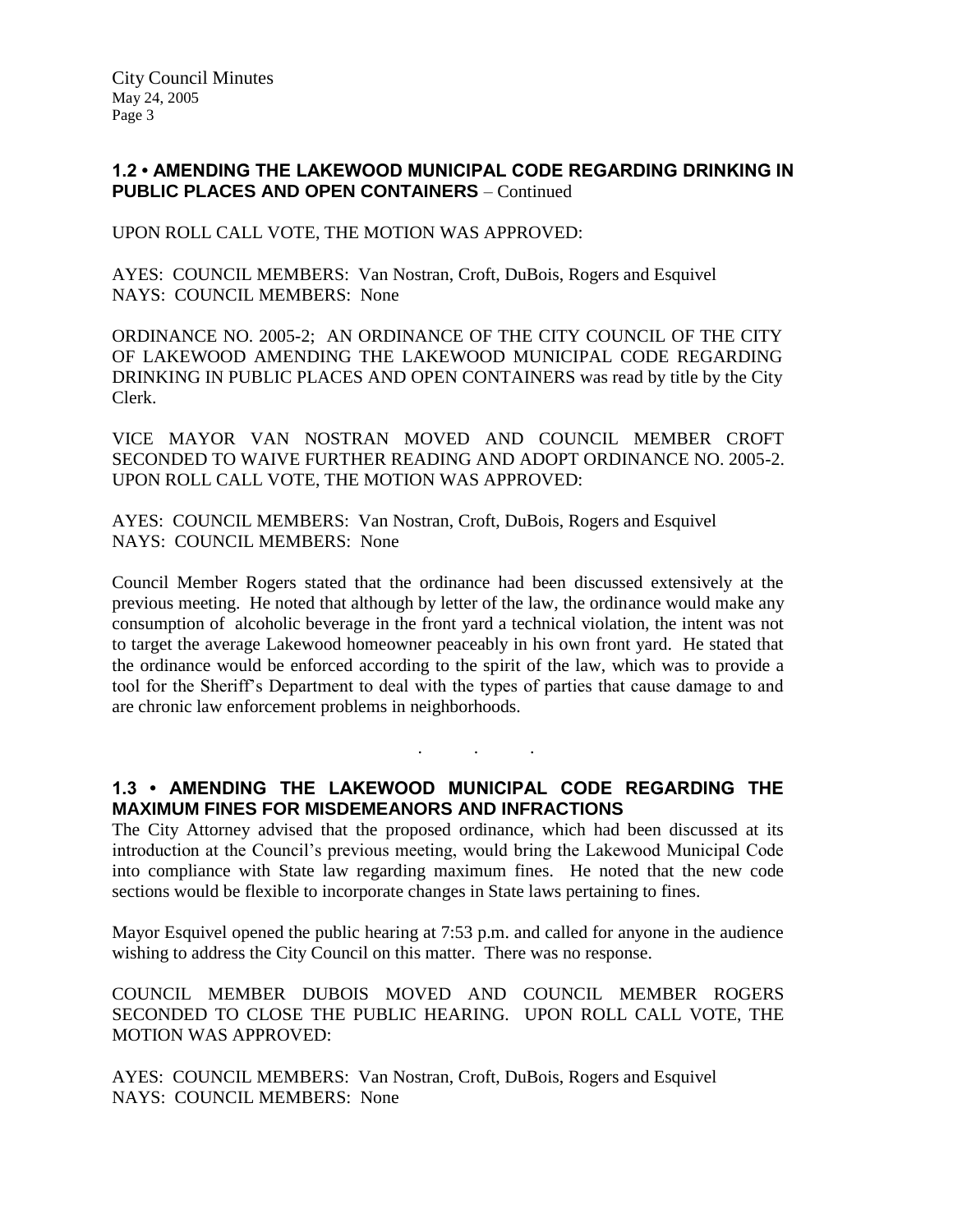## 1.2 • AMENDING THE LAKEWOOD MUNICIPAL CODE REGARDING DRINKING IN PUBLIC PLACES AND OPEN CONTAINERS – Continued

UPON ROLL CALL VOTE, THE MOTION WAS APPROVED:

AYES: COUNCIL MEMBERS: Van Nostran, Croft, DuBois, Rogers and Esquivel
NAYS: COUNCIL MEMBERS: None

ORDINANCE NO. 2005-2; AN ORDINANCE OF THE CITY COUNCIL OF THE CITY OF LAKEWOOD AMENDING THE LAKEWOOD MUNICIPAL CODE REGARDING DRINKING IN PUBLIC PLACES AND OPEN CONTAINERS was read by title by the City Clerk.

VICE MAYOR VAN NOSTRAN MOVED AND COUNCIL MEMBER CROFT SECONDED TO WAIVE FURTHER READING AND ADOPT ORDINANCE NO. 2005-2. UPON ROLL CALL VOTE, THE MOTION WAS APPROVED:

AYES: COUNCIL MEMBERS: Van Nostran, Croft, DuBois, Rogers and Esquivel
NAYS: COUNCIL MEMBERS: None

Council Member Rogers stated that the ordinance had been discussed extensively at the previous meeting. He noted that although by letter of the law, the ordinance would make any consumption of alcoholic beverage in the front yard a technical violation, the intent was not to target the average Lakewood homeowner peaceably in his own front yard. He stated that the ordinance would be enforced according to the spirit of the law, which was to provide a tool for the Sheriff's Department to deal with the types of parties that cause damage to and are chronic law enforcement problems in neighborhoods.

. . .

## 1.3 • AMENDING THE LAKEWOOD MUNICIPAL CODE REGARDING THE MAXIMUM FINES FOR MISDEMEANORS AND INFRACTIONS

The City Attorney advised that the proposed ordinance, which had been discussed at its introduction at the Council's previous meeting, would bring the Lakewood Municipal Code into compliance with State law regarding maximum fines. He noted that the new code sections would be flexible to incorporate changes in State laws pertaining to fines.

Mayor Esquivel opened the public hearing at 7:53 p.m. and called for anyone in the audience wishing to address the City Council on this matter. There was no response.

COUNCIL MEMBER DUBOIS MOVED AND COUNCIL MEMBER ROGERS SECONDED TO CLOSE THE PUBLIC HEARING. UPON ROLL CALL VOTE, THE MOTION WAS APPROVED:

AYES: COUNCIL MEMBERS: Van Nostran, Croft, DuBois, Rogers and Esquivel
NAYS: COUNCIL MEMBERS: None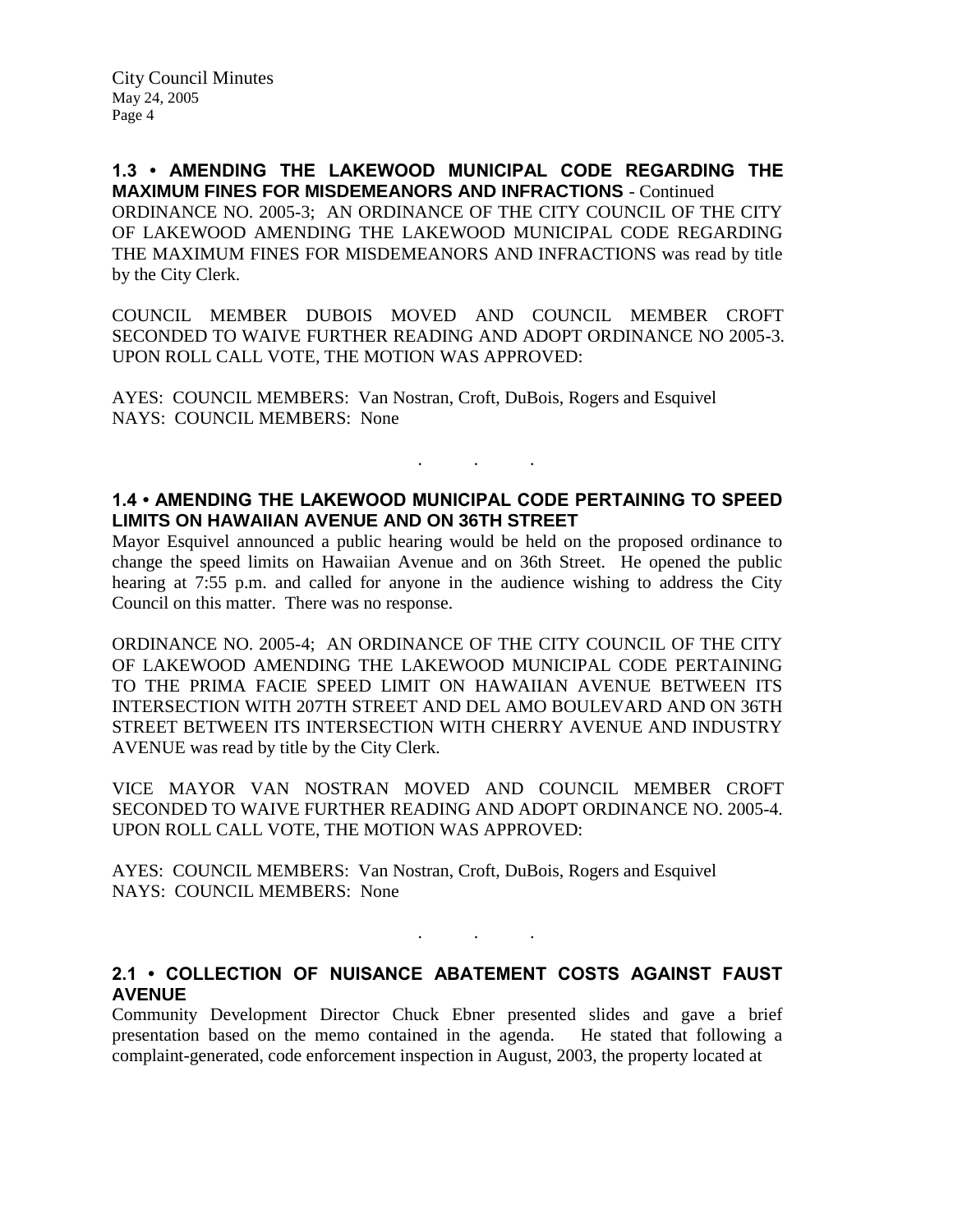**1.3 • AMENDING THE LAKEWOOD MUNICIPAL CODE REGARDING THE MAXIMUM FINES FOR MISDEMEANORS AND INFRACTIONS** - Continued

ORDINANCE NO. 2005-3; AN ORDINANCE OF THE CITY COUNCIL OF THE CITY OF LAKEWOOD AMENDING THE LAKEWOOD MUNICIPAL CODE REGARDING THE MAXIMUM FINES FOR MISDEMEANORS AND INFRACTIONS was read by title by the City Clerk.

COUNCIL MEMBER DUBOIS MOVED AND COUNCIL MEMBER CROFT SECONDED TO WAIVE FURTHER READING AND ADOPT ORDINANCE NO 2005-3. UPON ROLL CALL VOTE, THE MOTION WAS APPROVED:

AYES: COUNCIL MEMBERS: Van Nostran, Croft, DuBois, Rogers and Esquivel
NAYS: COUNCIL MEMBERS: None

. . .

**1.4 • AMENDING THE LAKEWOOD MUNICIPAL CODE PERTAINING TO SPEED LIMITS ON HAWAIIAN AVENUE AND ON 36TH STREET**

Mayor Esquivel announced a public hearing would be held on the proposed ordinance to change the speed limits on Hawaiian Avenue and on 36th Street. He opened the public hearing at 7:55 p.m. and called for anyone in the audience wishing to address the City Council on this matter. There was no response.

ORDINANCE NO. 2005-4; AN ORDINANCE OF THE CITY COUNCIL OF THE CITY OF LAKEWOOD AMENDING THE LAKEWOOD MUNICIPAL CODE PERTAINING TO THE PRIMA FACIE SPEED LIMIT ON HAWAIIAN AVENUE BETWEEN ITS INTERSECTION WITH 207TH STREET AND DEL AMO BOULEVARD AND ON 36TH STREET BETWEEN ITS INTERSECTION WITH CHERRY AVENUE AND INDUSTRY AVENUE was read by title by the City Clerk.

VICE MAYOR VAN NOSTRAN MOVED AND COUNCIL MEMBER CROFT SECONDED TO WAIVE FURTHER READING AND ADOPT ORDINANCE NO. 2005-4. UPON ROLL CALL VOTE, THE MOTION WAS APPROVED:

AYES: COUNCIL MEMBERS: Van Nostran, Croft, DuBois, Rogers and Esquivel
NAYS: COUNCIL MEMBERS: None

. . .

**2.1 • COLLECTION OF NUISANCE ABATEMENT COSTS AGAINST FAUST AVENUE**

Community Development Director Chuck Ebner presented slides and gave a brief presentation based on the memo contained in the agenda. He stated that following a complaint-generated, code enforcement inspection in August, 2003, the property located at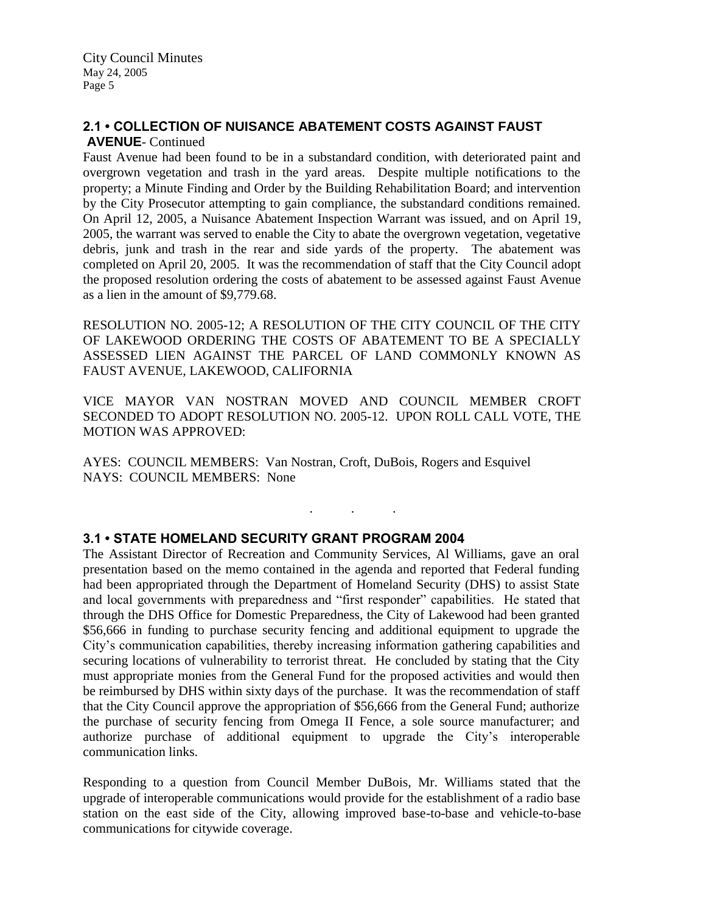## 2.1 • COLLECTION OF NUISANCE ABATEMENT COSTS AGAINST FAUST AVENUE- Continued

Faust Avenue had been found to be in a substandard condition, with deteriorated paint and overgrown vegetation and trash in the yard areas. Despite multiple notifications to the property; a Minute Finding and Order by the Building Rehabilitation Board; and intervention by the City Prosecutor attempting to gain compliance, the substandard conditions remained. On April 12, 2005, a Nuisance Abatement Inspection Warrant was issued, and on April 19, 2005, the warrant was served to enable the City to abate the overgrown vegetation, vegetative debris, junk and trash in the rear and side yards of the property. The abatement was completed on April 20, 2005. It was the recommendation of staff that the City Council adopt the proposed resolution ordering the costs of abatement to be assessed against Faust Avenue as a lien in the amount of $9,779.68.

RESOLUTION NO. 2005-12; A RESOLUTION OF THE CITY COUNCIL OF THE CITY OF LAKEWOOD ORDERING THE COSTS OF ABATEMENT TO BE A SPECIALLY ASSESSED LIEN AGAINST THE PARCEL OF LAND COMMONLY KNOWN AS FAUST AVENUE, LAKEWOOD, CALIFORNIA

VICE MAYOR VAN NOSTRAN MOVED AND COUNCIL MEMBER CROFT SECONDED TO ADOPT RESOLUTION NO. 2005-12. UPON ROLL CALL VOTE, THE MOTION WAS APPROVED:

AYES: COUNCIL MEMBERS: Van Nostran, Croft, DuBois, Rogers and Esquivel
NAYS: COUNCIL MEMBERS: None

. . .

## 3.1 • STATE HOMELAND SECURITY GRANT PROGRAM 2004

The Assistant Director of Recreation and Community Services, Al Williams, gave an oral presentation based on the memo contained in the agenda and reported that Federal funding had been appropriated through the Department of Homeland Security (DHS) to assist State and local governments with preparedness and "first responder" capabilities. He stated that through the DHS Office for Domestic Preparedness, the City of Lakewood had been granted $56,666 in funding to purchase security fencing and additional equipment to upgrade the City's communication capabilities, thereby increasing information gathering capabilities and securing locations of vulnerability to terrorist threat. He concluded by stating that the City must appropriate monies from the General Fund for the proposed activities and would then be reimbursed by DHS within sixty days of the purchase. It was the recommendation of staff that the City Council approve the appropriation of $56,666 from the General Fund; authorize the purchase of security fencing from Omega II Fence, a sole source manufacturer; and authorize purchase of additional equipment to upgrade the City's interoperable communication links.

Responding to a question from Council Member DuBois, Mr. Williams stated that the upgrade of interoperable communications would provide for the establishment of a radio base station on the east side of the City, allowing improved base-to-base and vehicle-to-base communications for citywide coverage.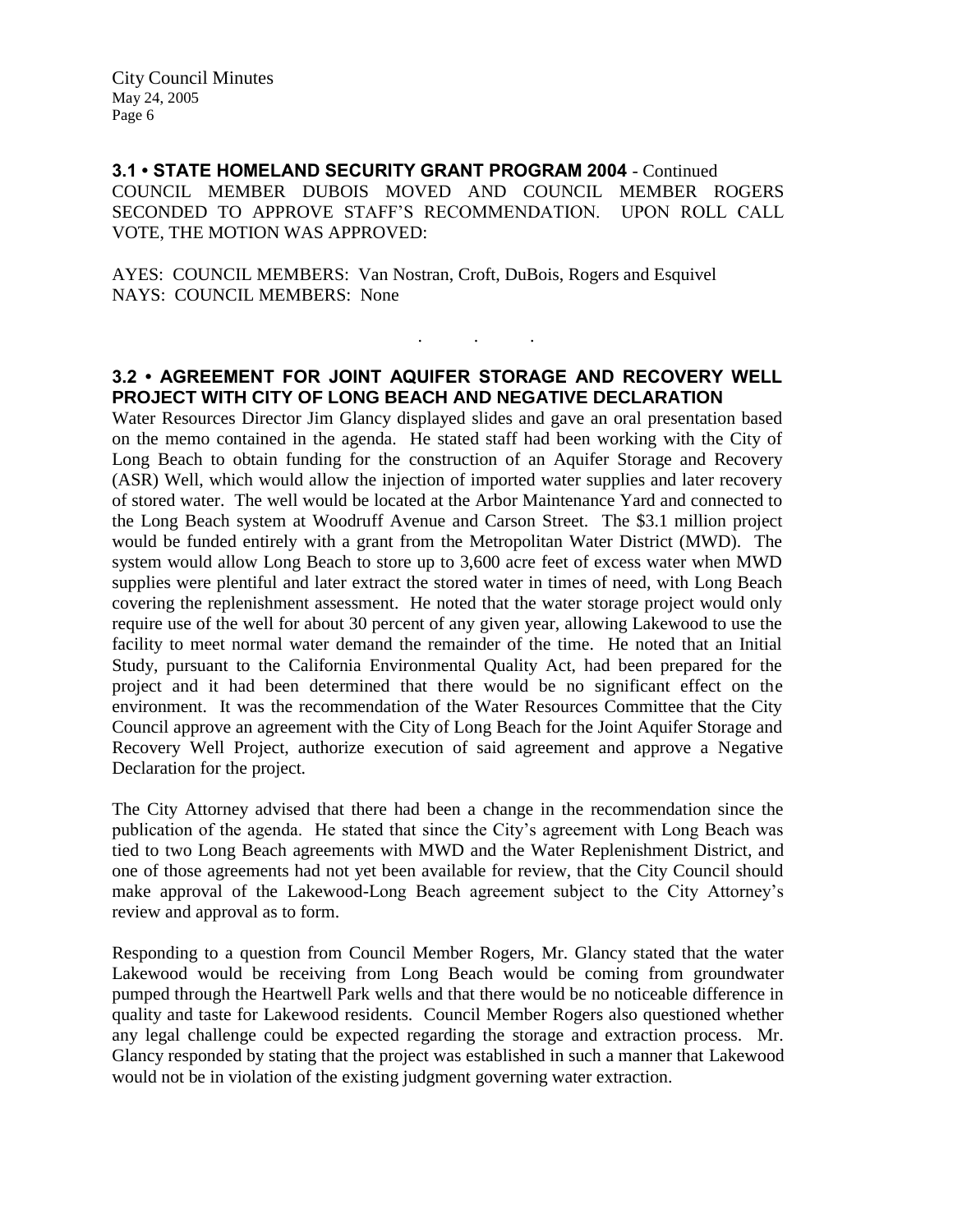**3.1 • STATE HOMELAND SECURITY GRANT PROGRAM 2004** - Continued
COUNCIL MEMBER DUBOIS MOVED AND COUNCIL MEMBER ROGERS SECONDED TO APPROVE STAFF'S RECOMMENDATION. UPON ROLL CALL VOTE, THE MOTION WAS APPROVED:

AYES: COUNCIL MEMBERS: Van Nostran, Croft, DuBois, Rogers and Esquivel
NAYS: COUNCIL MEMBERS: None

. . .

**3.2 • AGREEMENT FOR JOINT AQUIFER STORAGE AND RECOVERY WELL PROJECT WITH CITY OF LONG BEACH AND NEGATIVE DECLARATION**
Water Resources Director Jim Glancy displayed slides and gave an oral presentation based on the memo contained in the agenda. He stated staff had been working with the City of Long Beach to obtain funding for the construction of an Aquifer Storage and Recovery (ASR) Well, which would allow the injection of imported water supplies and later recovery of stored water. The well would be located at the Arbor Maintenance Yard and connected to the Long Beach system at Woodruff Avenue and Carson Street. The $3.1 million project would be funded entirely with a grant from the Metropolitan Water District (MWD). The system would allow Long Beach to store up to 3,600 acre feet of excess water when MWD supplies were plentiful and later extract the stored water in times of need, with Long Beach covering the replenishment assessment. He noted that the water storage project would only require use of the well for about 30 percent of any given year, allowing Lakewood to use the facility to meet normal water demand the remainder of the time. He noted that an Initial Study, pursuant to the California Environmental Quality Act, had been prepared for the project and it had been determined that there would be no significant effect on the environment. It was the recommendation of the Water Resources Committee that the City Council approve an agreement with the City of Long Beach for the Joint Aquifer Storage and Recovery Well Project, authorize execution of said agreement and approve a Negative Declaration for the project.

The City Attorney advised that there had been a change in the recommendation since the publication of the agenda. He stated that since the City's agreement with Long Beach was tied to two Long Beach agreements with MWD and the Water Replenishment District, and one of those agreements had not yet been available for review, that the City Council should make approval of the Lakewood-Long Beach agreement subject to the City Attorney's review and approval as to form.

Responding to a question from Council Member Rogers, Mr. Glancy stated that the water Lakewood would be receiving from Long Beach would be coming from groundwater pumped through the Heartwell Park wells and that there would be no noticeable difference in quality and taste for Lakewood residents. Council Member Rogers also questioned whether any legal challenge could be expected regarding the storage and extraction process. Mr. Glancy responded by stating that the project was established in such a manner that Lakewood would not be in violation of the existing judgment governing water extraction.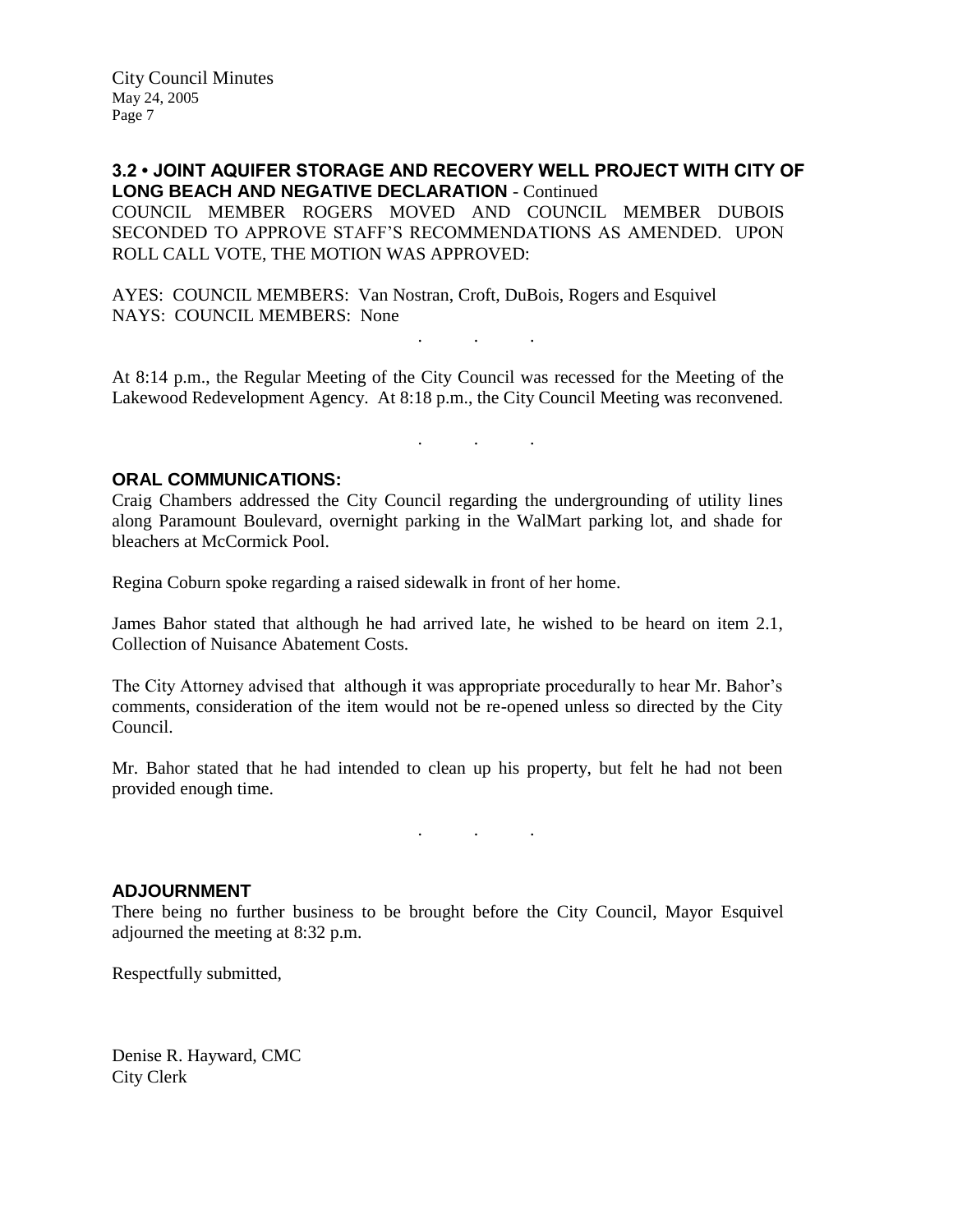### 3.2 • JOINT AQUIFER STORAGE AND RECOVERY WELL PROJECT WITH CITY OF LONG BEACH AND NEGATIVE DECLARATION - Continued

COUNCIL MEMBER ROGERS MOVED AND COUNCIL MEMBER DUBOIS SECONDED TO APPROVE STAFF'S RECOMMENDATIONS AS AMENDED. UPON ROLL CALL VOTE, THE MOTION WAS APPROVED:

AYES: COUNCIL MEMBERS: Van Nostran, Croft, DuBois, Rogers and Esquivel
NAYS: COUNCIL MEMBERS: None

. . .

At 8:14 p.m., the Regular Meeting of the City Council was recessed for the Meeting of the Lakewood Redevelopment Agency. At 8:18 p.m., the City Council Meeting was reconvened.

. . .

### ORAL COMMUNICATIONS:

Craig Chambers addressed the City Council regarding the undergrounding of utility lines along Paramount Boulevard, overnight parking in the WalMart parking lot, and shade for bleachers at McCormick Pool.

Regina Coburn spoke regarding a raised sidewalk in front of her home.

James Bahor stated that although he had arrived late, he wished to be heard on item 2.1, Collection of Nuisance Abatement Costs.

The City Attorney advised that although it was appropriate procedurally to hear Mr. Bahor's comments, consideration of the item would not be re-opened unless so directed by the City Council.

Mr. Bahor stated that he had intended to clean up his property, but felt he had not been provided enough time.

. . .

### ADJOURNMENT

There being no further business to be brought before the City Council, Mayor Esquivel adjourned the meeting at 8:32 p.m.

Respectfully submitted,

Denise R. Hayward, CMC
City Clerk